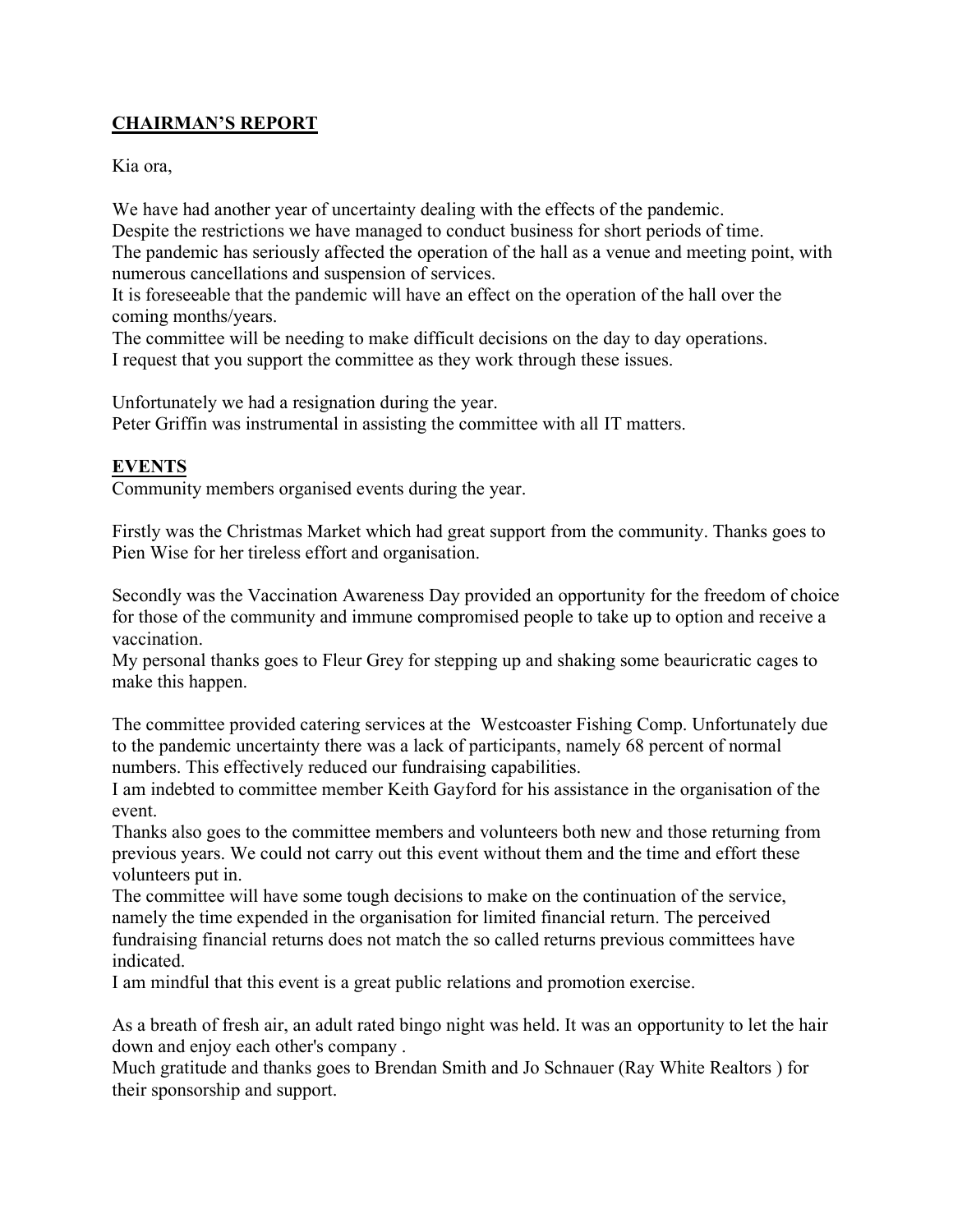## CHAIRMAN'S REPORT

Kia ora,

We have had another year of uncertainty dealing with the effects of the pandemic.
Despite the restrictions we have managed to conduct business for short periods of time.
The pandemic has seriously affected the operation of the hall as a venue and meeting point, with numerous cancellations and suspension of services.
It is foreseeable that the pandemic will have an effect on the operation of the hall over the coming months/years.
The committee will be needing to make difficult decisions on the day to day operations.
I request that you support the committee as they work through these issues.

Unfortunately we had a resignation during the year.
Peter Griffin was instrumental in assisting the committee with all IT matters.

## EVENTS

Community members organised events during the year.

Firstly was the Christmas Market which had great support from the community. Thanks goes to Pien Wise for her tireless effort and organisation.

Secondly was the Vaccination Awareness Day provided an opportunity for the freedom of choice for those of the community and immune compromised people to take up to option and receive a vaccination.
My personal thanks goes to Fleur Grey for stepping up and shaking some beauricratic cages to make this happen.

The committee provided catering services at the Westcoaster Fishing Comp. Unfortunately due to the pandemic uncertainty there was a lack of participants, namely 68 percent of normal numbers. This effectively reduced our fundraising capabilities.
I am indebted to committee member Keith Gayford for his assistance in the organisation of the event.
Thanks also goes to the committee members and volunteers both new and those returning from previous years. We could not carry out this event without them and the time and effort these volunteers put in.
The committee will have some tough decisions to make on the continuation of the service, namely the time expended in the organisation for limited financial return. The perceived fundraising financial returns does not match the so called returns previous committees have indicated.
I am mindful that this event is a great public relations and promotion exercise.

As a breath of fresh air, an adult rated bingo night was held. It was an opportunity to let the hair down and enjoy each other's company .
Much gratitude and thanks goes to Brendan Smith and Jo Schnauer (Ray White Realtors ) for their sponsorship and support.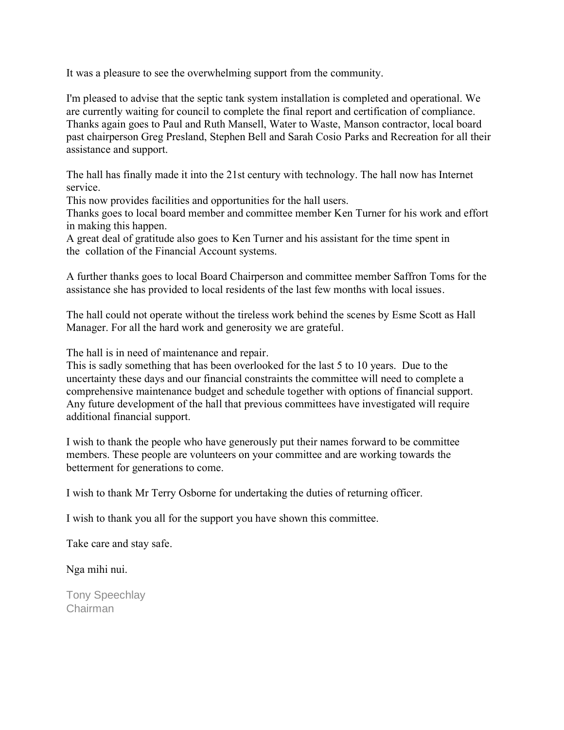It was a pleasure to see the overwhelming support from the community.

I'm pleased to advise that the septic tank system installation is completed and operational. We are currently waiting for council to complete the final report and certification of compliance. Thanks again goes to Paul and Ruth Mansell, Water to Waste, Manson contractor, local board past chairperson Greg Presland, Stephen Bell and Sarah Cosio Parks and Recreation for all their assistance and support.

The hall has finally made it into the 21st century with technology. The hall now has Internet service.
This now provides facilities and opportunities for the hall users.
Thanks goes to local board member and committee member Ken Turner for his work and effort in making this happen.
A great deal of gratitude also goes to Ken Turner and his assistant for the time spent in the collation of the Financial Account systems.

A further thanks goes to local Board Chairperson and committee member Saffron Toms for the assistance she has provided to local residents of the last few months with local issues.

The hall could not operate without the tireless work behind the scenes by Esme Scott as Hall Manager. For all the hard work and generosity we are grateful.

The hall is in need of maintenance and repair.
This is sadly something that has been overlooked for the last 5 to 10 years. Due to the uncertainty these days and our financial constraints the committee will need to complete a comprehensive maintenance budget and schedule together with options of financial support. Any future development of the hall that previous committees have investigated will require additional financial support.

I wish to thank the people who have generously put their names forward to be committee members. These people are volunteers on your committee and are working towards the betterment for generations to come.

I wish to thank Mr Terry Osborne for undertaking the duties of returning officer.

I wish to thank you all for the support you have shown this committee.

Take care and stay safe.

Nga mihi nui.

Tony Speechlay
Chairman